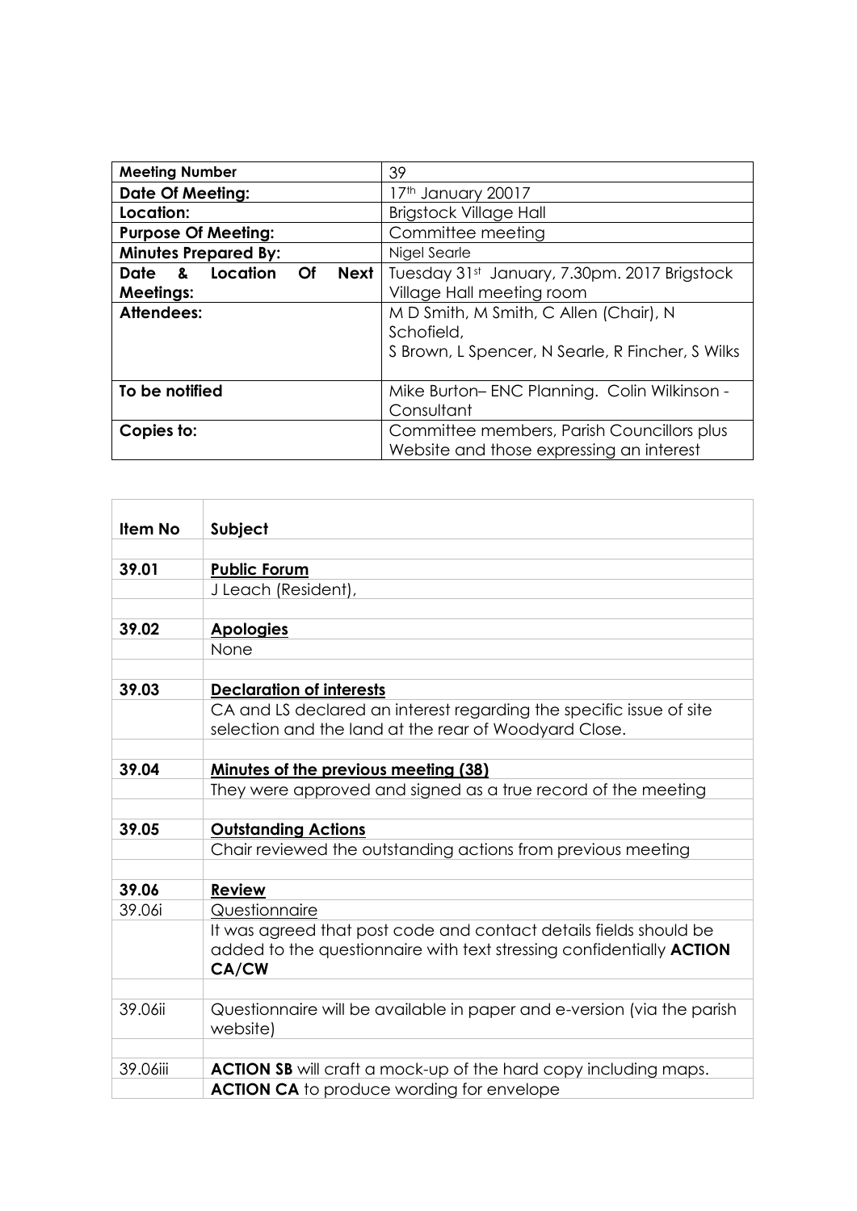| | |
|---|---|
| **Meeting Number** | 39 |
| **Date Of Meeting:** | 17th January 20017 |
| **Location:** | Brigstock Village Hall |
| **Purpose Of Meeting:** | Committee meeting |
| **Minutes Prepared By:** | Nigel Searle |
| **Date & Location Of Next Meetings:** | Tuesday 31st January, 7.30pm. 2017 Brigstock Village Hall meeting room |
| **Attendees:** | M D Smith, M Smith, C Allen (Chair), N Schofield, S Brown, L Spencer, N Searle, R Fincher, S Wilks |
| **To be notified** | Mike Burton– ENC Planning. Colin Wilkinson - Consultant |
| **Copies to:** | Committee members, Parish Councillors plus Website and those expressing an interest |

| Item No | Subject |
|---|---|
| | |
| **39.01** | **Public Forum** |
| | J Leach (Resident), |
| | |
| **39.02** | **Apologies** |
| | None |
| | |
| **39.03** | **Declaration of interests** |
| | CA and LS declared an interest regarding the specific issue of site selection and the land at the rear of Woodyard Close. |
| | |
| **39.04** | **Minutes of the previous meeting (38)** |
| | They were approved and signed as a true record of the meeting |
| | |
| **39.05** | **Outstanding Actions** |
| | Chair reviewed the outstanding actions from previous meeting |
| | |
| **39.06** | **Review** |
| 39.06i | Questionnaire |
| | It was agreed that post code and contact details fields should be added to the questionnaire with text stressing confidentially **ACTION CA/CW** |
| | |
| 39.06ii | Questionnaire will be available in paper and e-version (via the parish website) |
| | |
| 39.06iii | **ACTION SB** will craft a mock-up of the hard copy including maps. |
| | **ACTION CA** to produce wording for envelope |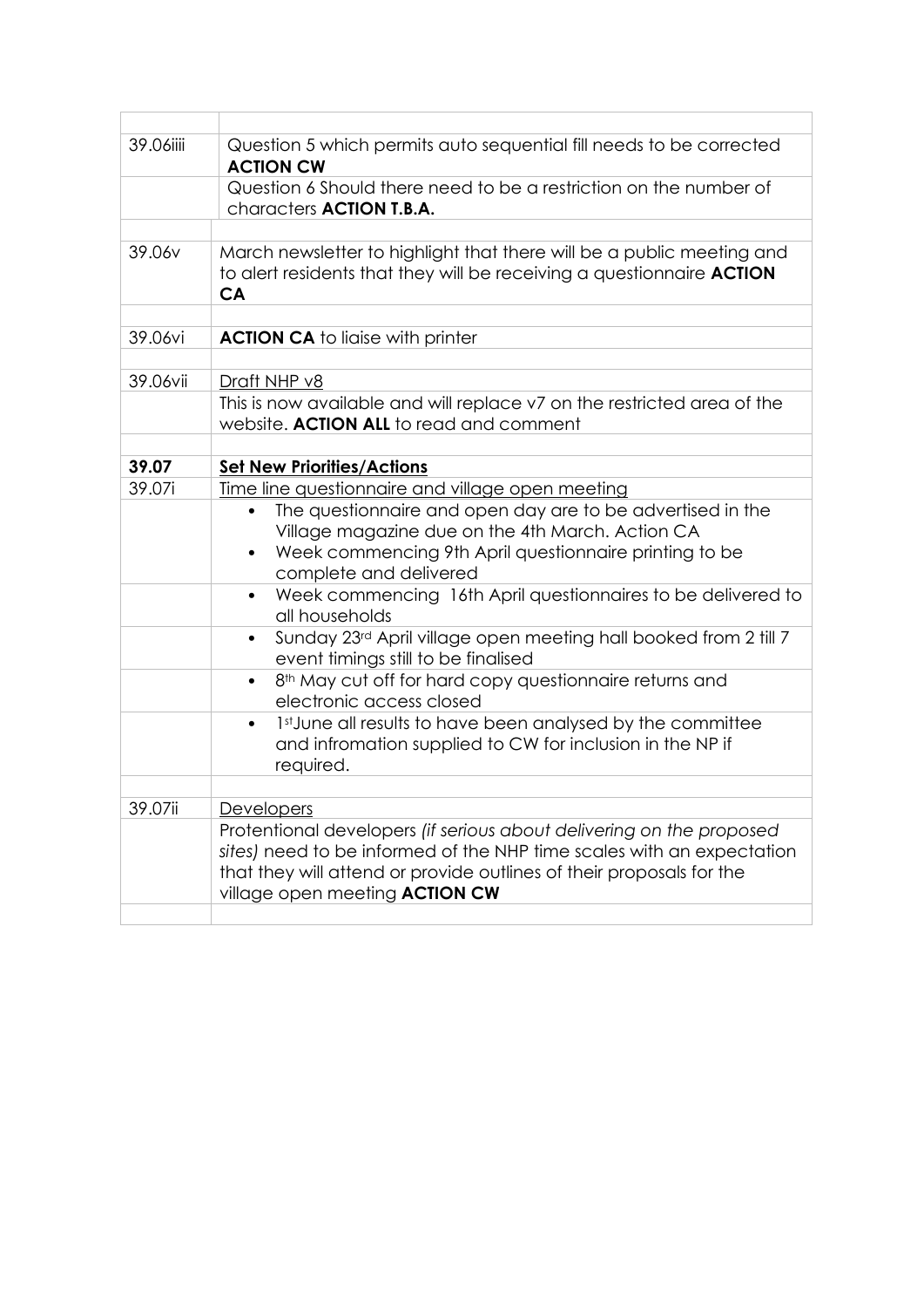| | |
|---|---|
| 39.06iiii | Question 5 which permits auto sequential fill needs to be corrected **ACTION CW** |
| | Question 6 Should there need to be a restriction on the number of characters **ACTION T.B.A.** |
| | |
| 39.06v | March newsletter to highlight that there will be a public meeting and to alert residents that they will be receiving a questionnaire **ACTION CA** |
| | |
| 39.06vi | **ACTION CA** to liaise with printer |
| | |
| 39.06vii | Draft NHP v8 |
| | This is now available and will replace v7 on the restricted area of the website. **ACTION ALL** to read and comment |
| | |
| **39.07** | **Set New Priorities/Actions** |
| 39.07i | Time line questionnaire and village open meeting |
| | • The questionnaire and open day are to be advertised in the Village magazine due on the 4th March. Action CA<br>• Week commencing 9th April questionnaire printing to be complete and delivered |
| | • Week commencing 16th April questionnaires to be delivered to all households |
| | • Sunday 23rd April village open meeting hall booked from 2 till 7 event timings still to be finalised |
| | • 8th May cut off for hard copy questionnaire returns and electronic access closed |
| | • 1st June all results to have been analysed by the committee and infromation supplied to CW for inclusion in the NP if required. |
| | |
| 39.07ii | Developers |
| | Protentional developers *(if serious about delivering on the proposed sites)* need to be informed of the NHP time scales with an expectation that they will attend or provide outlines of their proposals for the village open meeting **ACTION CW** |
| | |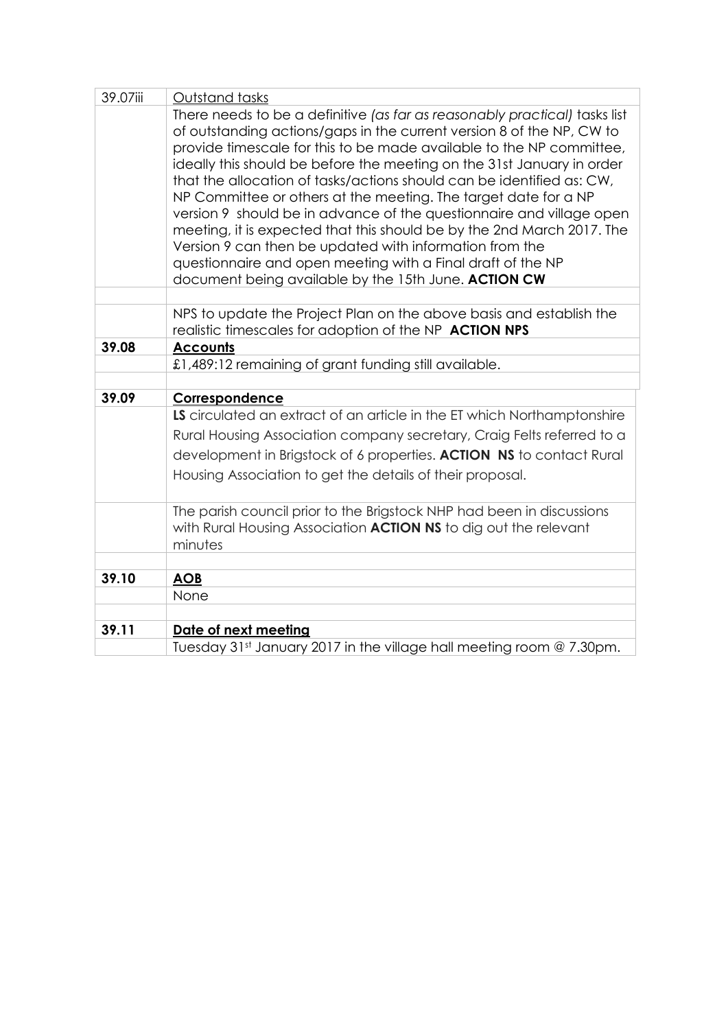| | |
|---|---|
| 39.07iii | <u>Outstand tasks</u> |
| | There needs to be a definitive *(as far as reasonably practical)* tasks list of outstanding actions/gaps in the current version 8 of the NP, CW to provide timescale for this to be made available to the NP committee, ideally this should be before the meeting on the 31st January in order that the allocation of tasks/actions should can be identified as: CW, NP Committee or others at the meeting. The target date for a NP version 9 should be in advance of the questionnaire and village open meeting, it is expected that this should be by the 2nd March 2017. The Version 9 can then be updated with information from the questionnaire and open meeting with a Final draft of the NP document being available by the 15th June. **ACTION CW** |
| | |
| | NPS to update the Project Plan on the above basis and establish the realistic timescales for adoption of the NP **ACTION NPS** |
| **39.08** | **<u>Accounts</u>** |
| | £1,489:12 remaining of grant funding still available. |
| | |
| **39.09** | **<u>Correspondence</u>** |
| | **LS** circulated an extract of an article in the ET which Northamptonshire Rural Housing Association company secretary, Craig Felts referred to a development in Brigstock of 6 properties. **ACTION NS** to contact Rural Housing Association to get the details of their proposal. |
| | The parish council prior to the Brigstock NHP had been in discussions with Rural Housing Association **ACTION NS** to dig out the relevant minutes |
| | |
| **39.10** | **<u>AOB</u>** |
| | None |
| | |
| **39.11** | **<u>Date of next meeting</u>** |
| | Tuesday 31st January 2017 in the village hall meeting room @ 7.30pm. |